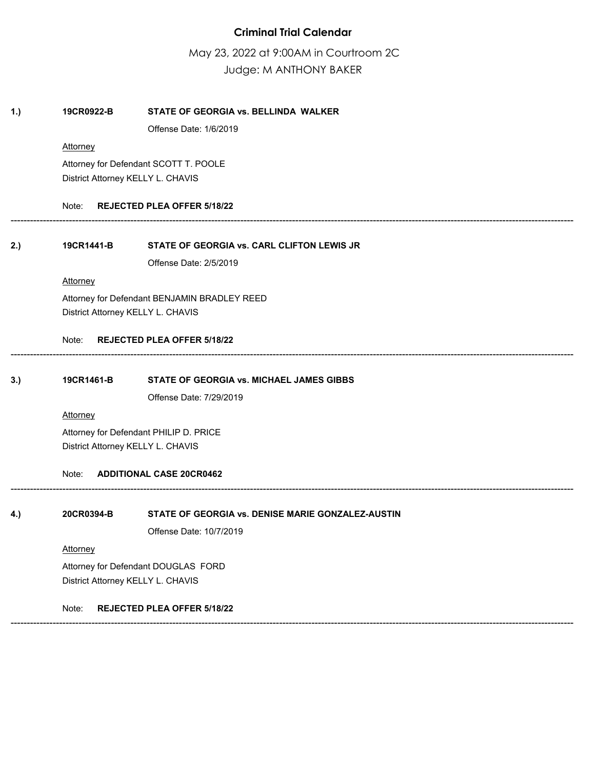# Criminal Trial Calendar

May 23, 2022 at 9:00AM in Courtroom 2C

Judge: M ANTHONY BAKER

**1.)** **19CR0922-B** **STATE OF GEORGIA vs. BELLINDA WALKER**

Offense Date: 1/6/2019

Attorney

Attorney for Defendant SCOTT T. POOLE

District Attorney KELLY L. CHAVIS

Note: **REJECTED PLEA OFFER 5/18/22**

---

**2.)** **19CR1441-B** **STATE OF GEORGIA vs. CARL CLIFTON LEWIS JR**

Offense Date: 2/5/2019

Attorney

Attorney for Defendant BENJAMIN BRADLEY REED

District Attorney KELLY L. CHAVIS

Note: **REJECTED PLEA OFFER 5/18/22**

---

**3.)** **19CR1461-B** **STATE OF GEORGIA vs. MICHAEL JAMES GIBBS**

Offense Date: 7/29/2019

Attorney

Attorney for Defendant PHILIP D. PRICE

District Attorney KELLY L. CHAVIS

Note: **ADDITIONAL CASE 20CR0462**

---

**4.)** **20CR0394-B** **STATE OF GEORGIA vs. DENISE MARIE GONZALEZ-AUSTIN**

Offense Date: 10/7/2019

Attorney

Attorney for Defendant DOUGLAS FORD

District Attorney KELLY L. CHAVIS

Note: **REJECTED PLEA OFFER 5/18/22**

---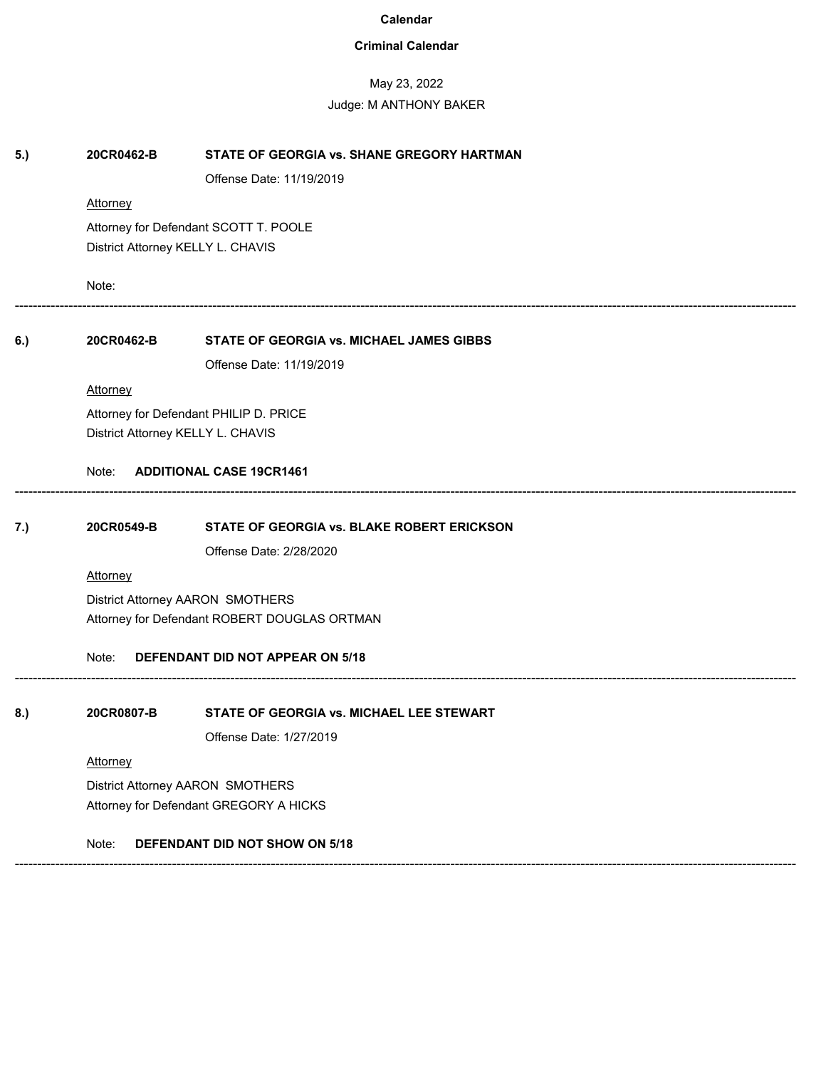**Calendar**

**Criminal Calendar**

May 23, 2022

Judge: M ANTHONY BAKER

**5.)** **20CR0462-B** **STATE OF GEORGIA vs. SHANE GREGORY HARTMAN**

Offense Date: 11/19/2019

Attorney

Attorney for Defendant SCOTT T. POOLE

District Attorney KELLY L. CHAVIS

Note:

---

**6.)** **20CR0462-B** **STATE OF GEORGIA vs. MICHAEL JAMES GIBBS**

Offense Date: 11/19/2019

Attorney

Attorney for Defendant PHILIP D. PRICE

District Attorney KELLY L. CHAVIS

Note: **ADDITIONAL CASE 19CR1461**

---

**7.)** **20CR0549-B** **STATE OF GEORGIA vs. BLAKE ROBERT ERICKSON**

Offense Date: 2/28/2020

Attorney

District Attorney AARON SMOTHERS

Attorney for Defendant ROBERT DOUGLAS ORTMAN

Note: **DEFENDANT DID NOT APPEAR ON 5/18**

---

**8.)** **20CR0807-B** **STATE OF GEORGIA vs. MICHAEL LEE STEWART**

Offense Date: 1/27/2019

Attorney

District Attorney AARON SMOTHERS

Attorney for Defendant GREGORY A HICKS

Note: **DEFENDANT DID NOT SHOW ON 5/18**

---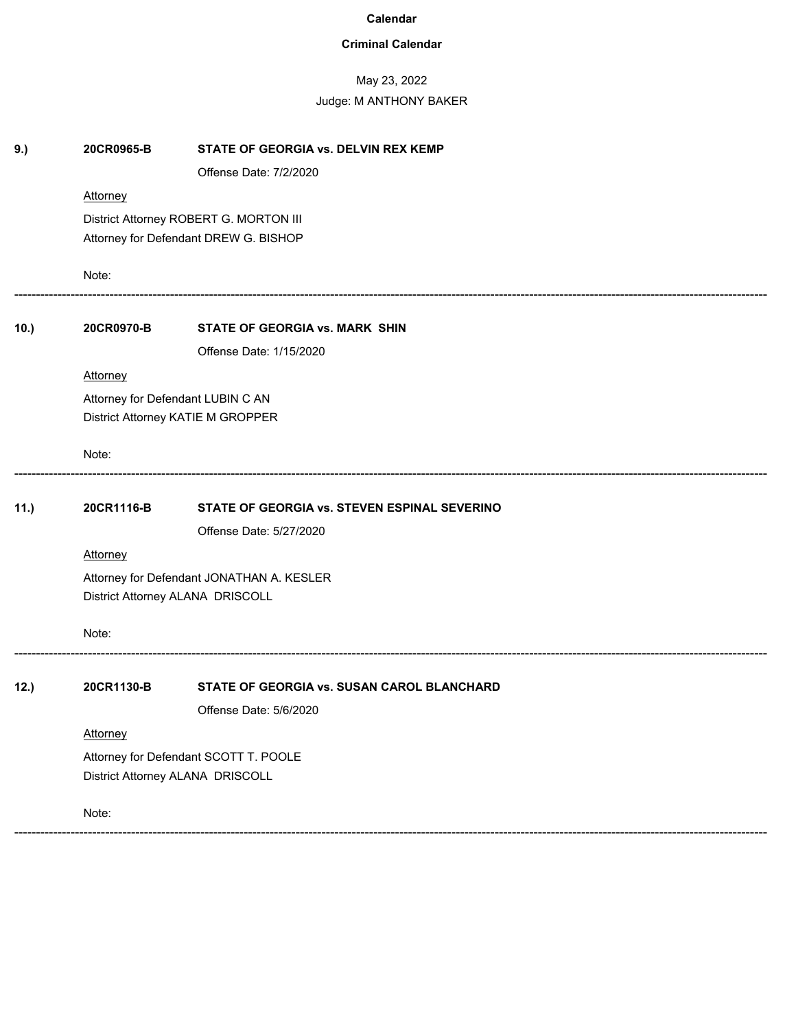**Calendar**

**Criminal Calendar**

May 23, 2022

Judge: M ANTHONY BAKER

**9.)** **20CR0965-B** **STATE OF GEORGIA vs. DELVIN REX KEMP**

Offense Date: 7/2/2020

Attorney

District Attorney ROBERT G. MORTON III
Attorney for Defendant DREW G. BISHOP

Note:

---

**10.)** **20CR0970-B** **STATE OF GEORGIA vs. MARK SHIN**

Offense Date: 1/15/2020

Attorney

Attorney for Defendant LUBIN C AN
District Attorney KATIE M GROPPER

Note:

---

**11.)** **20CR1116-B** **STATE OF GEORGIA vs. STEVEN ESPINAL SEVERINO**

Offense Date: 5/27/2020

Attorney

Attorney for Defendant JONATHAN A. KESLER
District Attorney ALANA DRISCOLL

Note:

---

**12.)** **20CR1130-B** **STATE OF GEORGIA vs. SUSAN CAROL BLANCHARD**

Offense Date: 5/6/2020

Attorney

Attorney for Defendant SCOTT T. POOLE
District Attorney ALANA DRISCOLL

Note:

---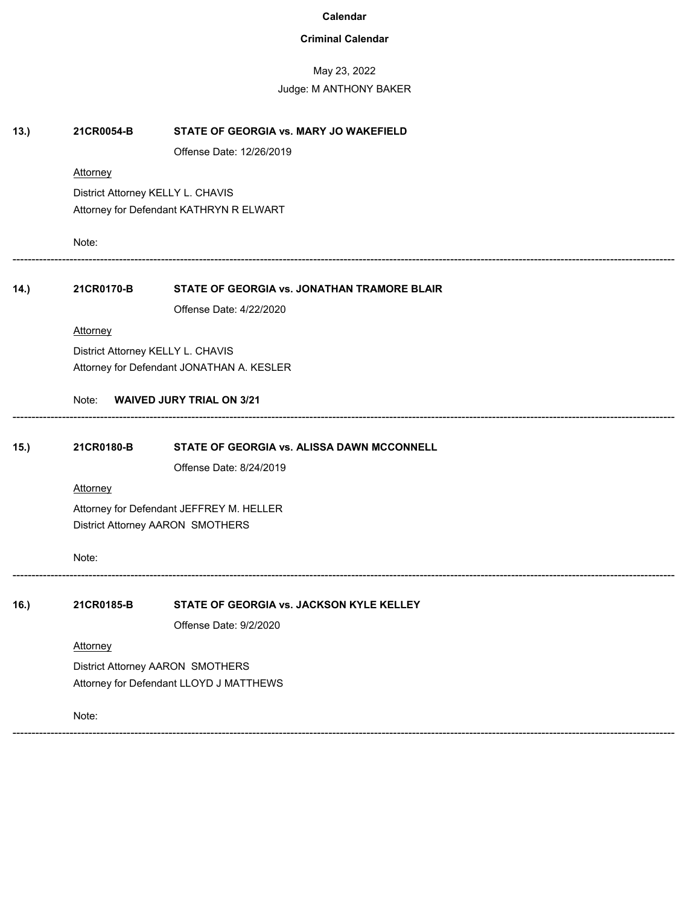**Calendar**

**Criminal Calendar**

May 23, 2022

Judge: M ANTHONY BAKER

**13.)** **21CR0054-B** **STATE OF GEORGIA vs. MARY JO WAKEFIELD**

Offense Date: 12/26/2019

Attorney

District Attorney KELLY L. CHAVIS
Attorney for Defendant KATHRYN R ELWART

Note:

---

**14.)** **21CR0170-B** **STATE OF GEORGIA vs. JONATHAN TRAMORE BLAIR**

Offense Date: 4/22/2020

Attorney

District Attorney KELLY L. CHAVIS
Attorney for Defendant JONATHAN A. KESLER

Note: **WAIVED JURY TRIAL ON 3/21**

---

**15.)** **21CR0180-B** **STATE OF GEORGIA vs. ALISSA DAWN MCCONNELL**

Offense Date: 8/24/2019

Attorney

Attorney for Defendant JEFFREY M. HELLER
District Attorney AARON SMOTHERS

Note:

---

**16.)** **21CR0185-B** **STATE OF GEORGIA vs. JACKSON KYLE KELLEY**

Offense Date: 9/2/2020

Attorney

District Attorney AARON SMOTHERS
Attorney for Defendant LLOYD J MATTHEWS

Note:

---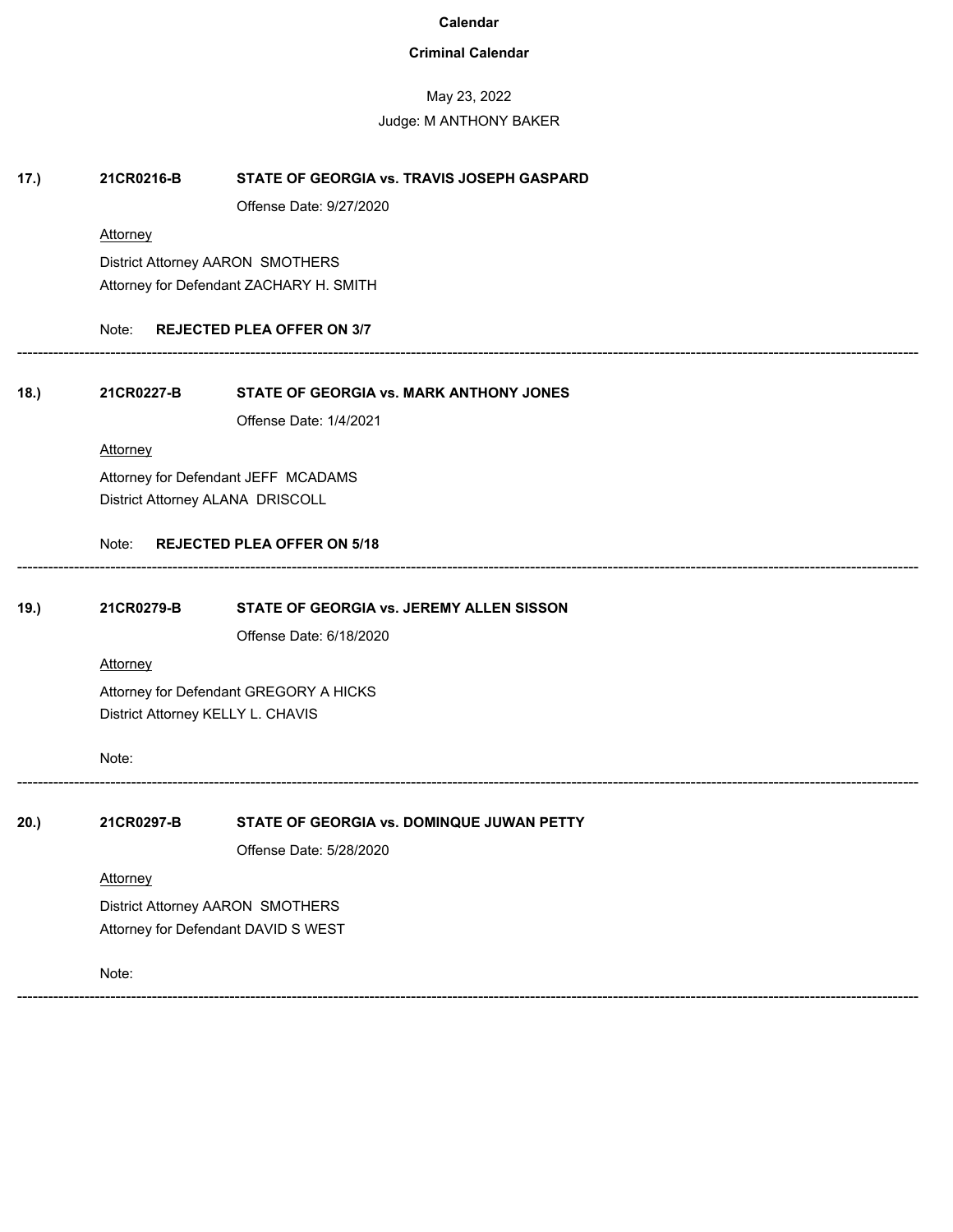**Calendar**

**Criminal Calendar**

May 23, 2022

Judge: M ANTHONY BAKER

**17.)** **21CR0216-B** **STATE OF GEORGIA vs. TRAVIS JOSEPH GASPARD**

Offense Date: 9/27/2020

Attorney

District Attorney AARON SMOTHERS
Attorney for Defendant ZACHARY H. SMITH

Note: **REJECTED PLEA OFFER ON 3/7**

---

**18.)** **21CR0227-B** **STATE OF GEORGIA vs. MARK ANTHONY JONES**

Offense Date: 1/4/2021

Attorney

Attorney for Defendant JEFF MCADAMS
District Attorney ALANA DRISCOLL

Note: **REJECTED PLEA OFFER ON 5/18**

---

**19.)** **21CR0279-B** **STATE OF GEORGIA vs. JEREMY ALLEN SISSON**

Offense Date: 6/18/2020

Attorney

Attorney for Defendant GREGORY A HICKS
District Attorney KELLY L. CHAVIS

Note:

---

**20.)** **21CR0297-B** **STATE OF GEORGIA vs. DOMINQUE JUWAN PETTY**

Offense Date: 5/28/2020

Attorney

District Attorney AARON SMOTHERS
Attorney for Defendant DAVID S WEST

Note:

---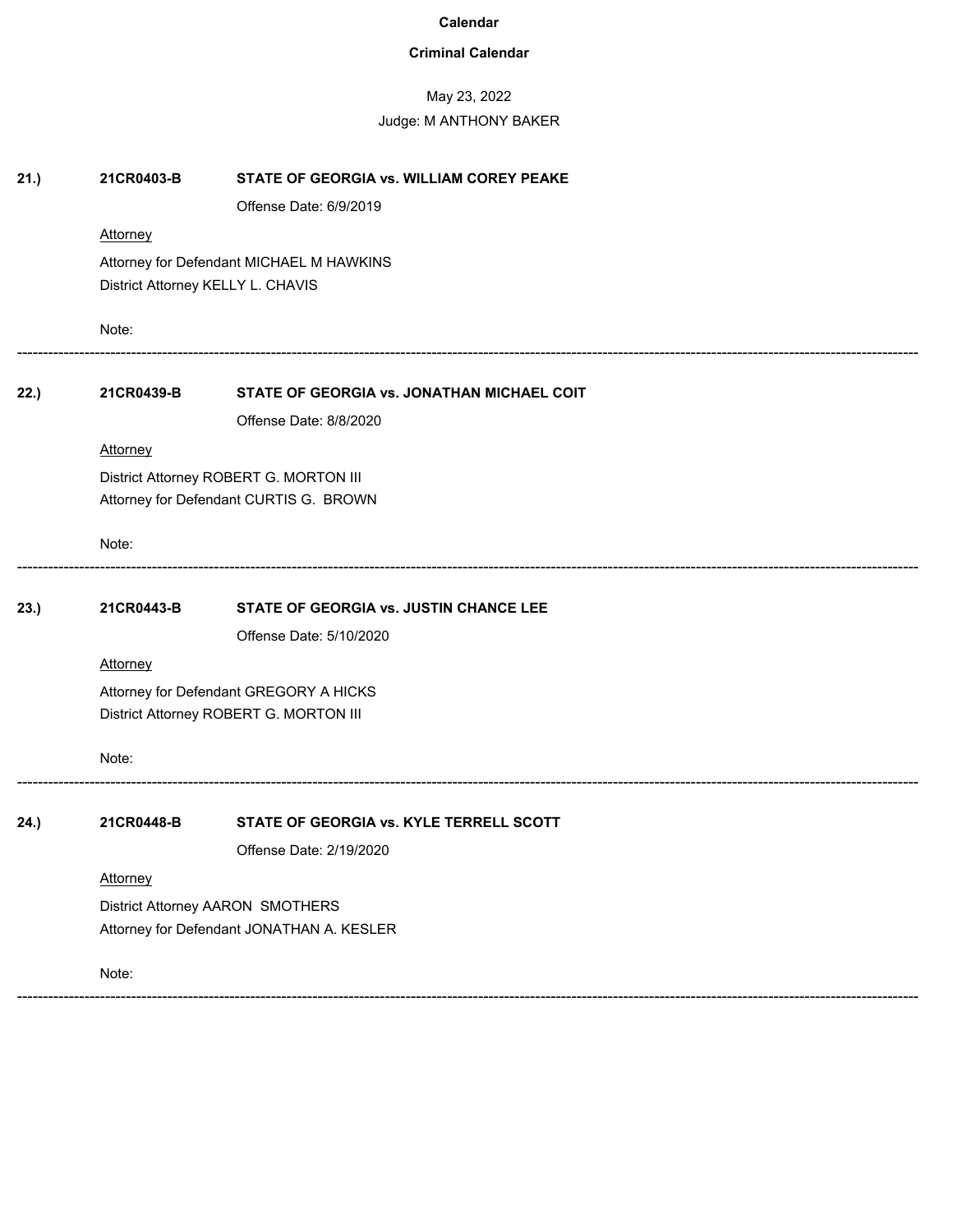**Calendar**

**Criminal Calendar**

May 23, 2022

Judge: M ANTHONY BAKER

**21.)** **21CR0403-B** **STATE OF GEORGIA vs. WILLIAM COREY PEAKE**

Offense Date: 6/9/2019

Attorney

Attorney for Defendant MICHAEL M HAWKINS
District Attorney KELLY L. CHAVIS

Note:

---

**22.)** **21CR0439-B** **STATE OF GEORGIA vs. JONATHAN MICHAEL COIT**

Offense Date: 8/8/2020

Attorney

District Attorney ROBERT G. MORTON III
Attorney for Defendant CURTIS G. BROWN

Note:

---

**23.)** **21CR0443-B** **STATE OF GEORGIA vs. JUSTIN CHANCE LEE**

Offense Date: 5/10/2020

Attorney

Attorney for Defendant GREGORY A HICKS
District Attorney ROBERT G. MORTON III

Note:

---

**24.)** **21CR0448-B** **STATE OF GEORGIA vs. KYLE TERRELL SCOTT**

Offense Date: 2/19/2020

Attorney

District Attorney AARON SMOTHERS
Attorney for Defendant JONATHAN A. KESLER

Note:

---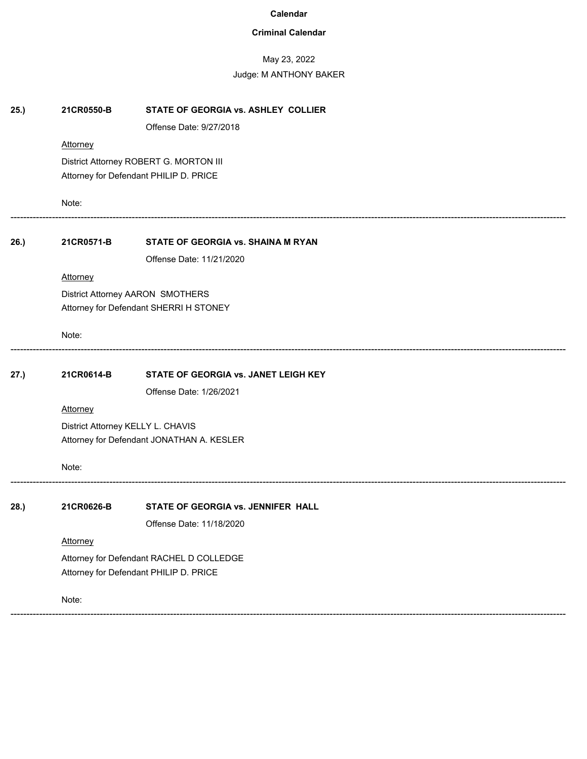**Calendar**

**Criminal Calendar**

May 23, 2022

Judge: M ANTHONY BAKER

**25.)** **21CR0550-B** **STATE OF GEORGIA vs. ASHLEY COLLIER**

Offense Date: 9/27/2018

Attorney

District Attorney ROBERT G. MORTON III
Attorney for Defendant PHILIP D. PRICE

Note:

---

**26.)** **21CR0571-B** **STATE OF GEORGIA vs. SHAINA M RYAN**

Offense Date: 11/21/2020

Attorney

District Attorney AARON SMOTHERS
Attorney for Defendant SHERRI H STONEY

Note:

---

**27.)** **21CR0614-B** **STATE OF GEORGIA vs. JANET LEIGH KEY**

Offense Date: 1/26/2021

Attorney

District Attorney KELLY L. CHAVIS
Attorney for Defendant JONATHAN A. KESLER

Note:

---

**28.)** **21CR0626-B** **STATE OF GEORGIA vs. JENNIFER HALL**

Offense Date: 11/18/2020

Attorney

Attorney for Defendant RACHEL D COLLEDGE
Attorney for Defendant PHILIP D. PRICE

Note:

---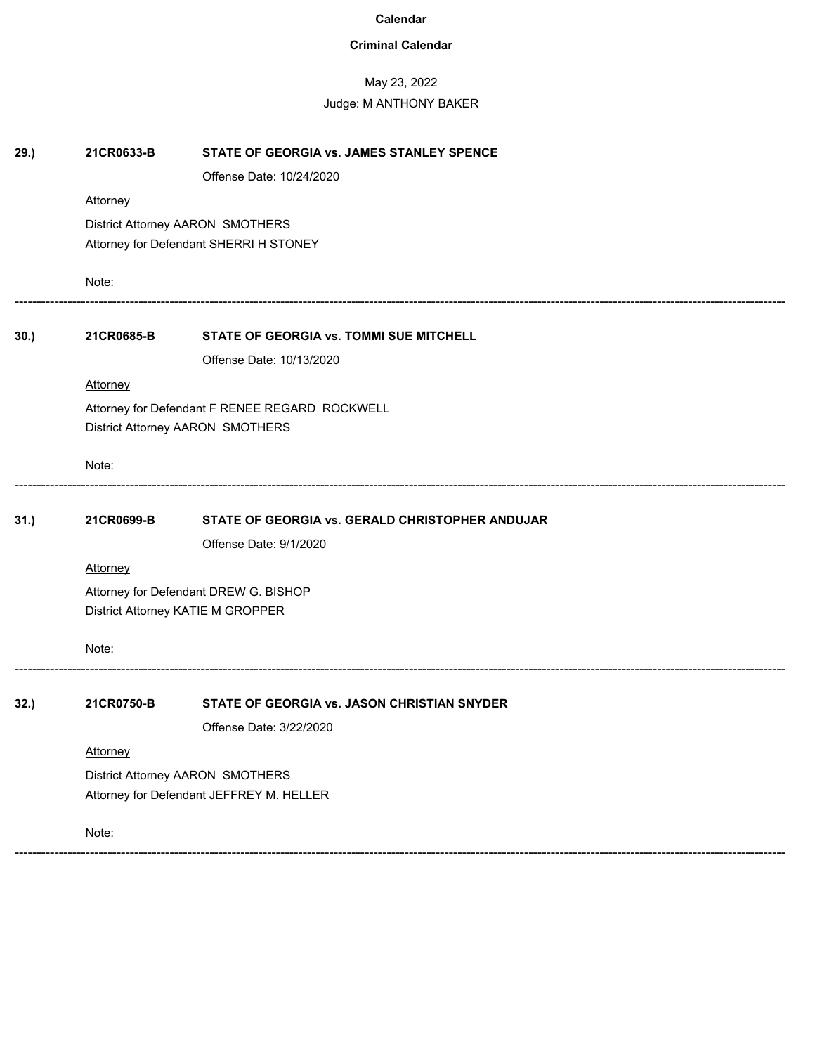**Calendar**

**Criminal Calendar**

May 23, 2022

Judge: M ANTHONY BAKER

**29.)** **21CR0633-B** **STATE OF GEORGIA vs. JAMES STANLEY SPENCE**

Offense Date: 10/24/2020

Attorney

District Attorney AARON SMOTHERS

Attorney for Defendant SHERRI H STONEY

Note:

---

**30.)** **21CR0685-B** **STATE OF GEORGIA vs. TOMMI SUE MITCHELL**

Offense Date: 10/13/2020

Attorney

Attorney for Defendant F RENEE REGARD ROCKWELL

District Attorney AARON SMOTHERS

Note:

---

**31.)** **21CR0699-B** **STATE OF GEORGIA vs. GERALD CHRISTOPHER ANDUJAR**

Offense Date: 9/1/2020

Attorney

Attorney for Defendant DREW G. BISHOP

District Attorney KATIE M GROPPER

Note:

---

**32.)** **21CR0750-B** **STATE OF GEORGIA vs. JASON CHRISTIAN SNYDER**

Offense Date: 3/22/2020

Attorney

District Attorney AARON SMOTHERS

Attorney for Defendant JEFFREY M. HELLER

Note:

---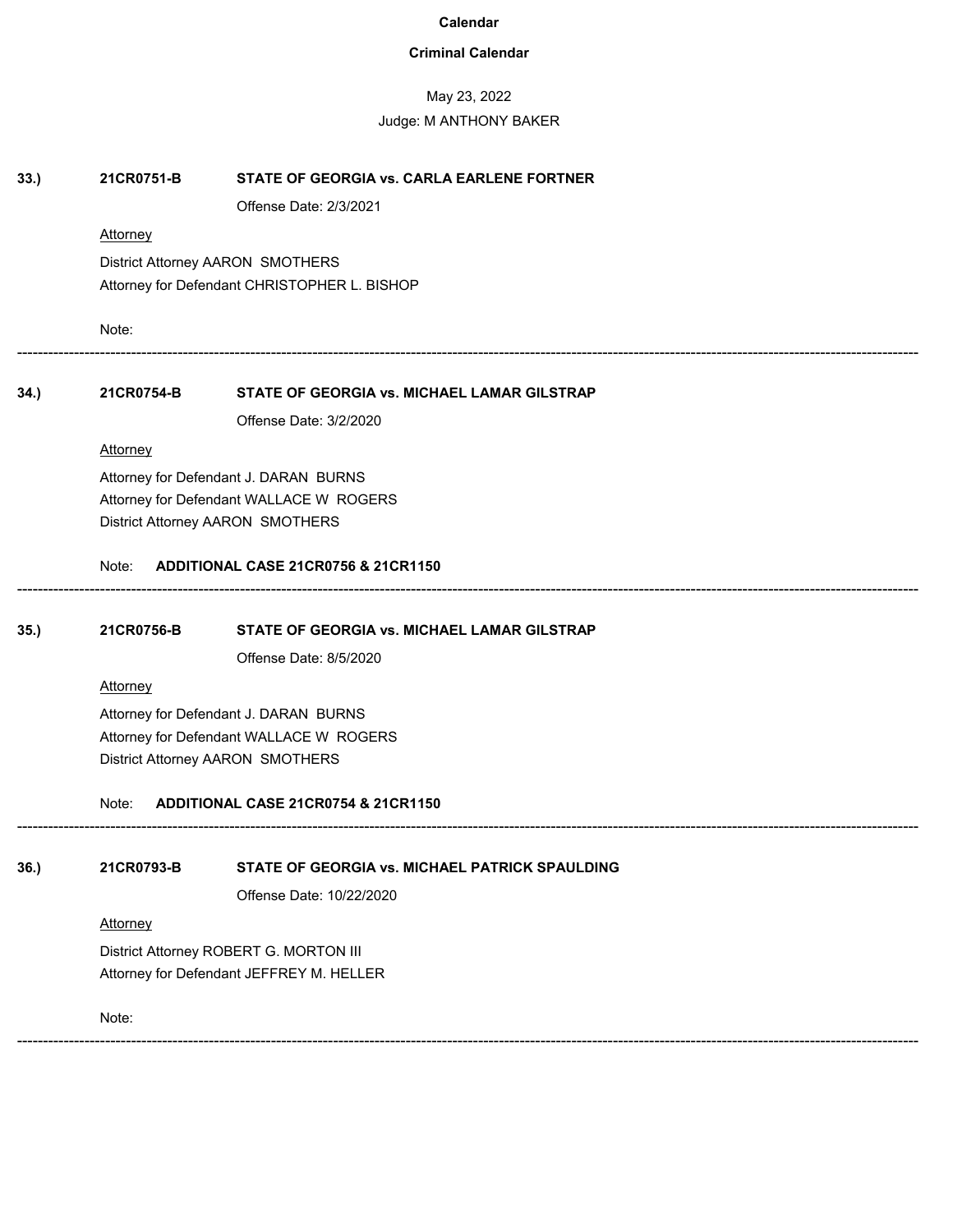**Calendar**

**Criminal Calendar**

May 23, 2022

Judge: M ANTHONY BAKER

**33.)** **21CR0751-B** **STATE OF GEORGIA vs. CARLA EARLENE FORTNER**

Offense Date: 2/3/2021

Attorney

District Attorney AARON SMOTHERS
Attorney for Defendant CHRISTOPHER L. BISHOP

Note:

---

**34.)** **21CR0754-B** **STATE OF GEORGIA vs. MICHAEL LAMAR GILSTRAP**

Offense Date: 3/2/2020

Attorney

Attorney for Defendant J. DARAN BURNS
Attorney for Defendant WALLACE W ROGERS
District Attorney AARON SMOTHERS

Note: **ADDITIONAL CASE 21CR0756 & 21CR1150**

---

**35.)** **21CR0756-B** **STATE OF GEORGIA vs. MICHAEL LAMAR GILSTRAP**

Offense Date: 8/5/2020

Attorney

Attorney for Defendant J. DARAN BURNS
Attorney for Defendant WALLACE W ROGERS
District Attorney AARON SMOTHERS

Note: **ADDITIONAL CASE 21CR0754 & 21CR1150**

---

**36.)** **21CR0793-B** **STATE OF GEORGIA vs. MICHAEL PATRICK SPAULDING**

Offense Date: 10/22/2020

Attorney

District Attorney ROBERT G. MORTON III
Attorney for Defendant JEFFREY M. HELLER

Note:

---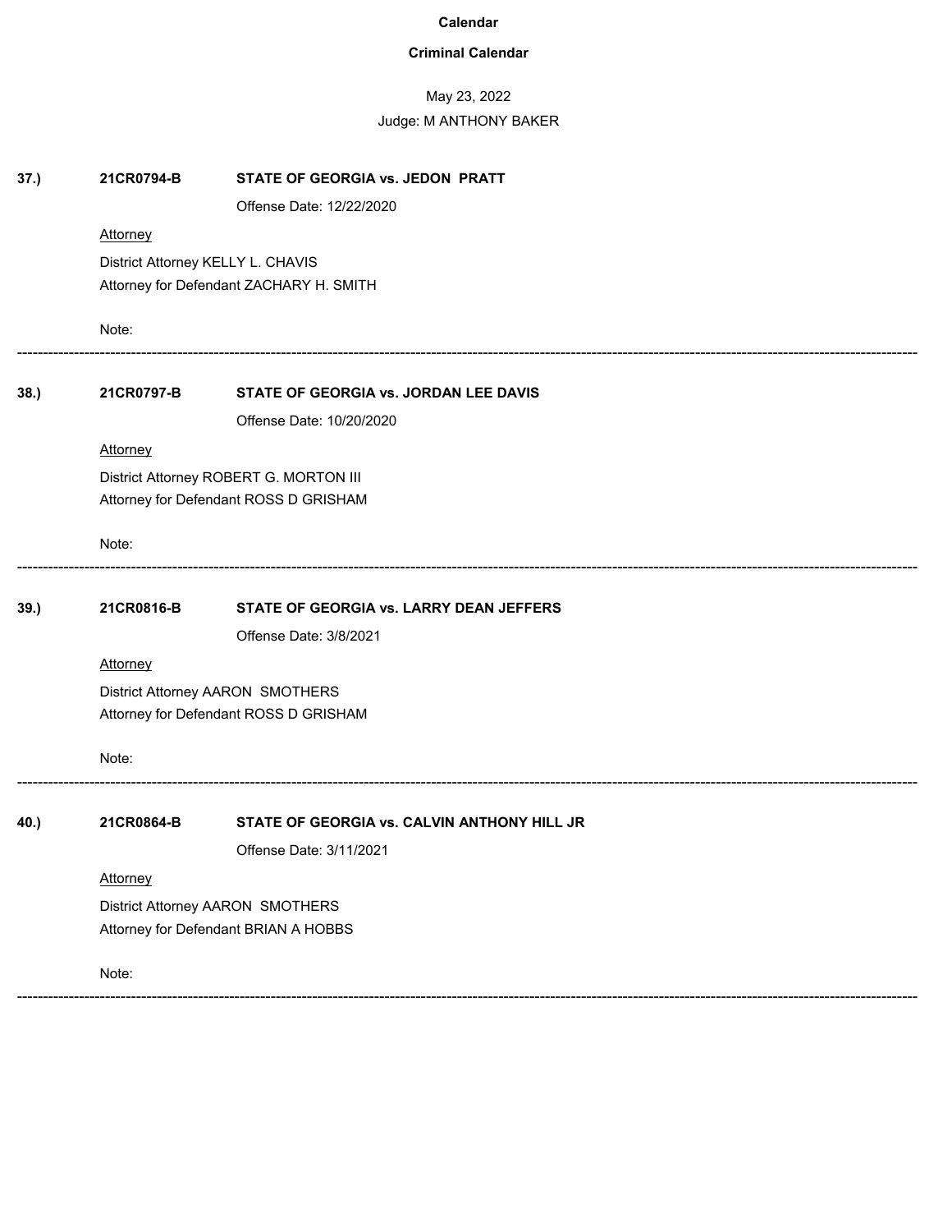**Calendar**

**Criminal Calendar**

May 23, 2022

Judge: M ANTHONY BAKER

**37.)** **21CR0794-B** **STATE OF GEORGIA vs. JEDON PRATT**

Offense Date: 12/22/2020

Attorney

District Attorney KELLY L. CHAVIS
Attorney for Defendant ZACHARY H. SMITH

Note:

---

**38.)** **21CR0797-B** **STATE OF GEORGIA vs. JORDAN LEE DAVIS**

Offense Date: 10/20/2020

Attorney

District Attorney ROBERT G. MORTON III
Attorney for Defendant ROSS D GRISHAM

Note:

---

**39.)** **21CR0816-B** **STATE OF GEORGIA vs. LARRY DEAN JEFFERS**

Offense Date: 3/8/2021

Attorney

District Attorney AARON SMOTHERS
Attorney for Defendant ROSS D GRISHAM

Note:

---

**40.)** **21CR0864-B** **STATE OF GEORGIA vs. CALVIN ANTHONY HILL JR**

Offense Date: 3/11/2021

Attorney

District Attorney AARON SMOTHERS
Attorney for Defendant BRIAN A HOBBS

Note:

---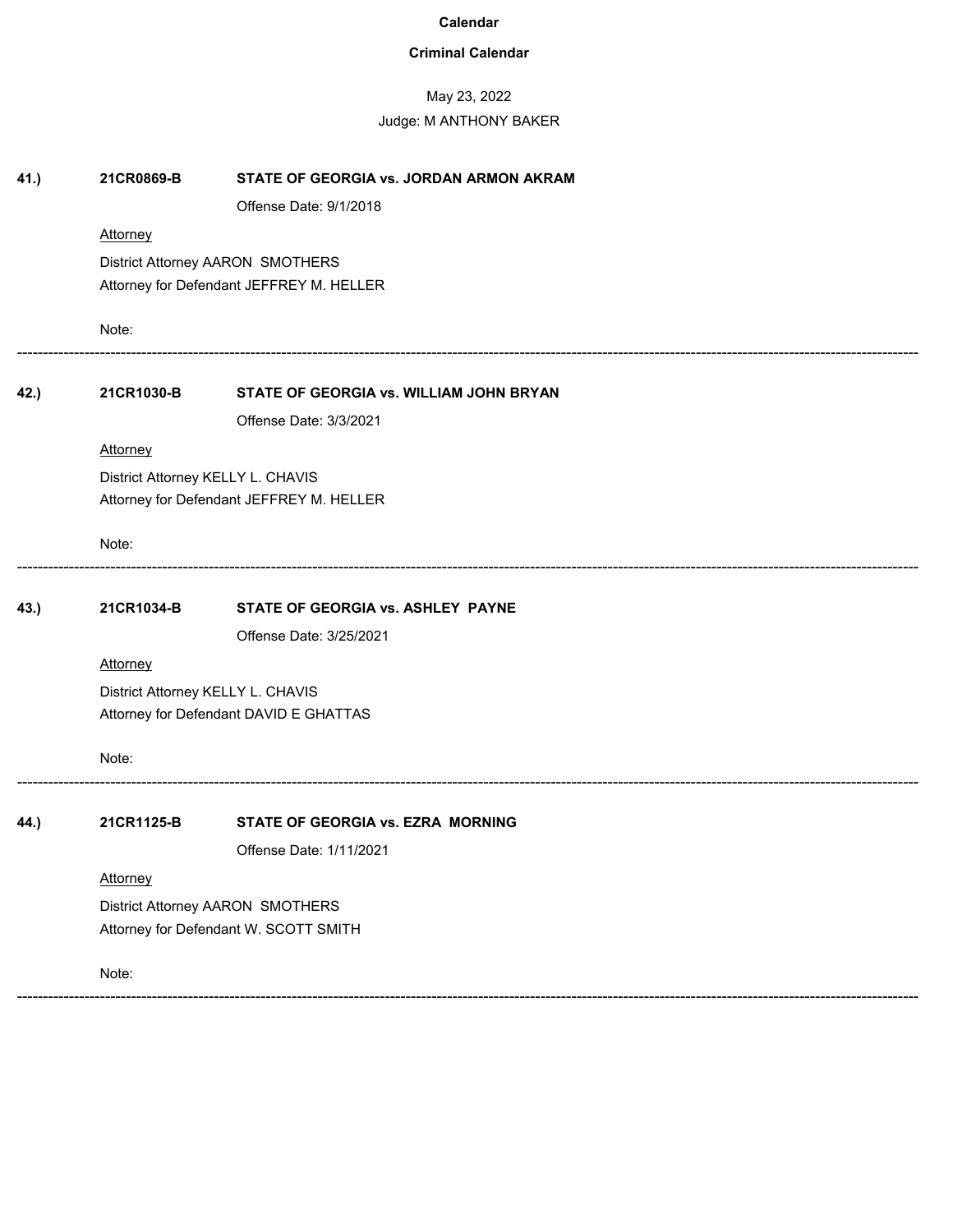**Calendar**

**Criminal Calendar**

May 23, 2022

Judge: M ANTHONY BAKER

**41.)** **21CR0869-B** **STATE OF GEORGIA vs. JORDAN ARMON AKRAM**

Offense Date: 9/1/2018

Attorney

District Attorney AARON SMOTHERS

Attorney for Defendant JEFFREY M. HELLER

Note:

---

**42.)** **21CR1030-B** **STATE OF GEORGIA vs. WILLIAM JOHN BRYAN**

Offense Date: 3/3/2021

Attorney

District Attorney KELLY L. CHAVIS

Attorney for Defendant JEFFREY M. HELLER

Note:

---

**43.)** **21CR1034-B** **STATE OF GEORGIA vs. ASHLEY PAYNE**

Offense Date: 3/25/2021

Attorney

District Attorney KELLY L. CHAVIS

Attorney for Defendant DAVID E GHATTAS

Note:

---

**44.)** **21CR1125-B** **STATE OF GEORGIA vs. EZRA MORNING**

Offense Date: 1/11/2021

Attorney

District Attorney AARON SMOTHERS

Attorney for Defendant W. SCOTT SMITH

Note:

---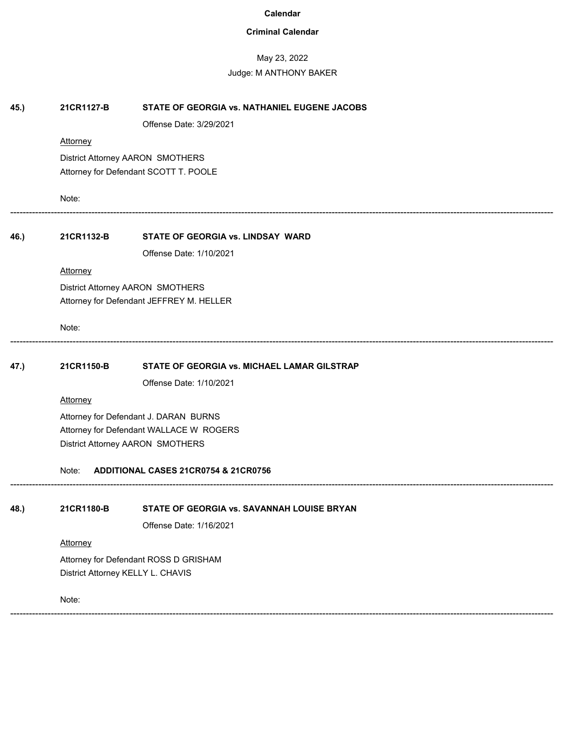**Calendar**

**Criminal Calendar**

May 23, 2022

Judge: M ANTHONY BAKER

**45.)** **21CR1127-B** **STATE OF GEORGIA vs. NATHANIEL EUGENE JACOBS**

Offense Date: 3/29/2021

Attorney

District Attorney AARON SMOTHERS
Attorney for Defendant SCOTT T. POOLE

Note:

---

**46.)** **21CR1132-B** **STATE OF GEORGIA vs. LINDSAY WARD**

Offense Date: 1/10/2021

Attorney

District Attorney AARON SMOTHERS
Attorney for Defendant JEFFREY M. HELLER

Note:

---

**47.)** **21CR1150-B** **STATE OF GEORGIA vs. MICHAEL LAMAR GILSTRAP**

Offense Date: 1/10/2021

Attorney

Attorney for Defendant J. DARAN BURNS
Attorney for Defendant WALLACE W ROGERS
District Attorney AARON SMOTHERS

Note: **ADDITIONAL CASES 21CR0754 & 21CR0756**

---

**48.)** **21CR1180-B** **STATE OF GEORGIA vs. SAVANNAH LOUISE BRYAN**

Offense Date: 1/16/2021

Attorney

Attorney for Defendant ROSS D GRISHAM
District Attorney KELLY L. CHAVIS

Note:

---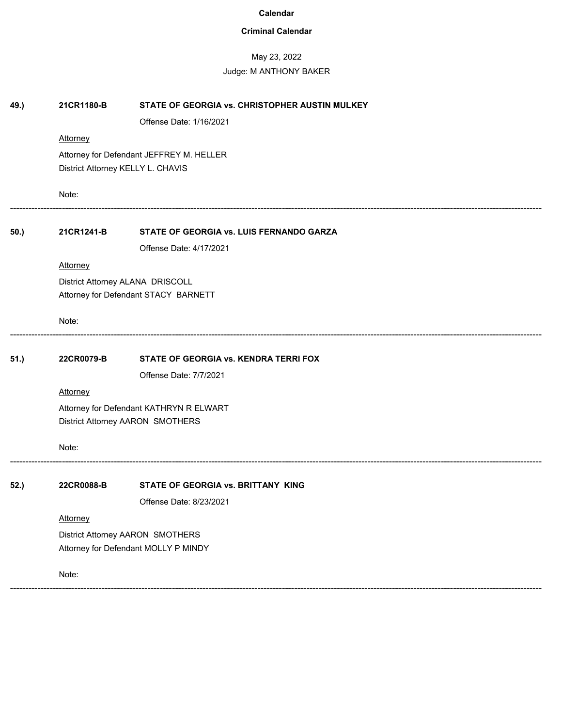**Calendar**

**Criminal Calendar**

May 23, 2022

Judge: M ANTHONY BAKER

**49.)** **21CR1180-B** **STATE OF GEORGIA vs. CHRISTOPHER AUSTIN MULKEY**

Offense Date: 1/16/2021

Attorney

Attorney for Defendant JEFFREY M. HELLER
District Attorney KELLY L. CHAVIS

Note:

---

**50.)** **21CR1241-B** **STATE OF GEORGIA vs. LUIS FERNANDO GARZA**

Offense Date: 4/17/2021

Attorney

District Attorney ALANA DRISCOLL
Attorney for Defendant STACY BARNETT

Note:

---

**51.)** **22CR0079-B** **STATE OF GEORGIA vs. KENDRA TERRI FOX**

Offense Date: 7/7/2021

Attorney

Attorney for Defendant KATHRYN R ELWART
District Attorney AARON SMOTHERS

Note:

---

**52.)** **22CR0088-B** **STATE OF GEORGIA vs. BRITTANY KING**

Offense Date: 8/23/2021

Attorney

District Attorney AARON SMOTHERS
Attorney for Defendant MOLLY P MINDY

Note:

---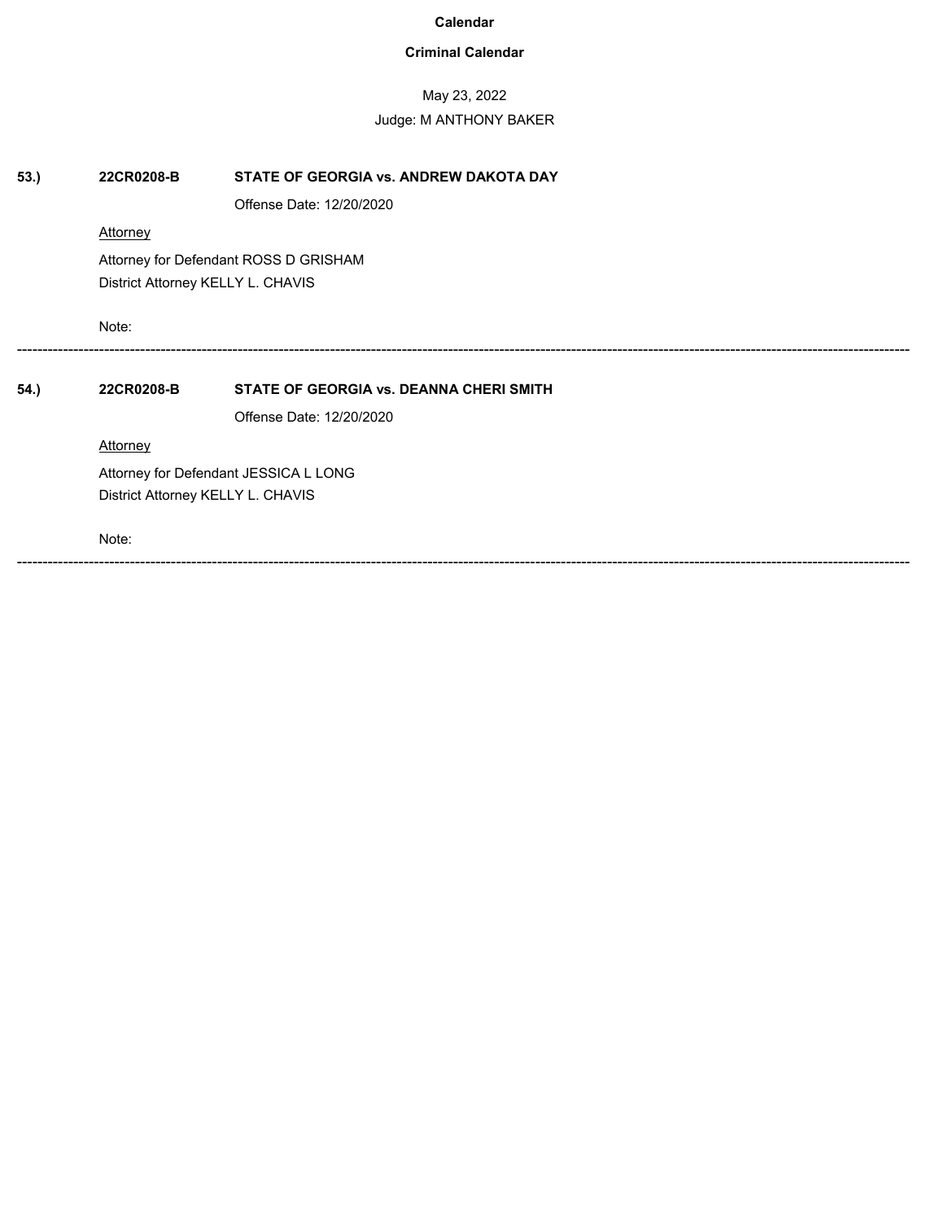**Calendar**

**Criminal Calendar**

May 23, 2022

Judge: M ANTHONY BAKER

**53.)** **22CR0208-B** **STATE OF GEORGIA vs. ANDREW DAKOTA DAY**

Offense Date: 12/20/2020

Attorney

Attorney for Defendant ROSS D GRISHAM
District Attorney KELLY L. CHAVIS

Note:

---

**54.)** **22CR0208-B** **STATE OF GEORGIA vs. DEANNA CHERI SMITH**

Offense Date: 12/20/2020

Attorney

Attorney for Defendant JESSICA L LONG
District Attorney KELLY L. CHAVIS

Note:

---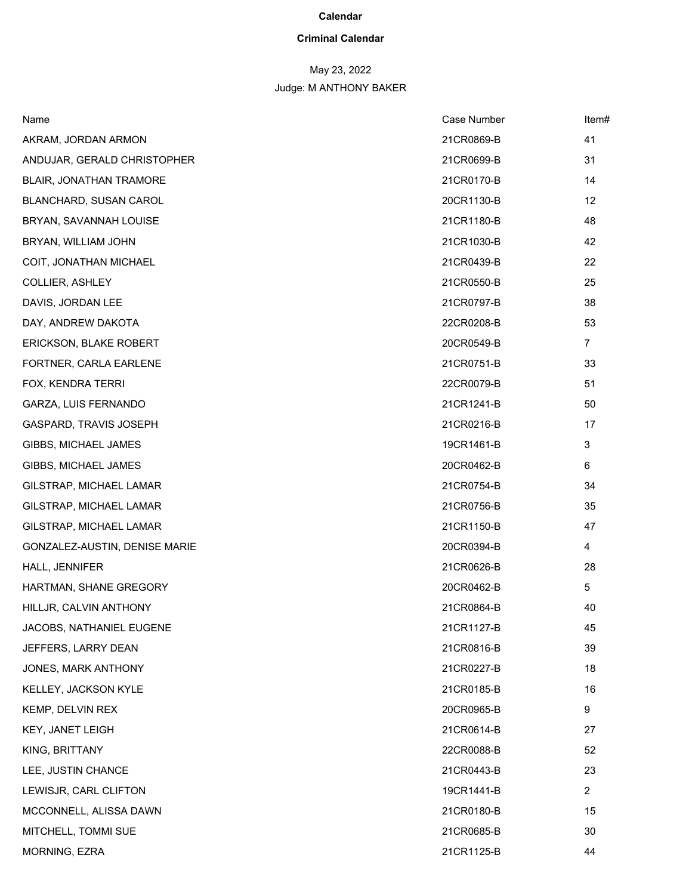**Calendar**

**Criminal Calendar**

May 23, 2022

Judge: M ANTHONY BAKER

| Name | Case Number | Item# |
|---|---|---|
| AKRAM, JORDAN ARMON | 21CR0869-B | 41 |
| ANDUJAR, GERALD CHRISTOPHER | 21CR0699-B | 31 |
| BLAIR, JONATHAN TRAMORE | 21CR0170-B | 14 |
| BLANCHARD, SUSAN CAROL | 20CR1130-B | 12 |
| BRYAN, SAVANNAH LOUISE | 21CR1180-B | 48 |
| BRYAN, WILLIAM JOHN | 21CR1030-B | 42 |
| COIT, JONATHAN MICHAEL | 21CR0439-B | 22 |
| COLLIER, ASHLEY | 21CR0550-B | 25 |
| DAVIS, JORDAN LEE | 21CR0797-B | 38 |
| DAY, ANDREW DAKOTA | 22CR0208-B | 53 |
| ERICKSON, BLAKE ROBERT | 20CR0549-B | 7 |
| FORTNER, CARLA EARLENE | 21CR0751-B | 33 |
| FOX, KENDRA TERRI | 22CR0079-B | 51 |
| GARZA, LUIS FERNANDO | 21CR1241-B | 50 |
| GASPARD, TRAVIS JOSEPH | 21CR0216-B | 17 |
| GIBBS, MICHAEL JAMES | 19CR1461-B | 3 |
| GIBBS, MICHAEL JAMES | 20CR0462-B | 6 |
| GILSTRAP, MICHAEL LAMAR | 21CR0754-B | 34 |
| GILSTRAP, MICHAEL LAMAR | 21CR0756-B | 35 |
| GILSTRAP, MICHAEL LAMAR | 21CR1150-B | 47 |
| GONZALEZ-AUSTIN, DENISE MARIE | 20CR0394-B | 4 |
| HALL, JENNIFER | 21CR0626-B | 28 |
| HARTMAN, SHANE GREGORY | 20CR0462-B | 5 |
| HILLJR, CALVIN ANTHONY | 21CR0864-B | 40 |
| JACOBS, NATHANIEL EUGENE | 21CR1127-B | 45 |
| JEFFERS, LARRY DEAN | 21CR0816-B | 39 |
| JONES, MARK ANTHONY | 21CR0227-B | 18 |
| KELLEY, JACKSON KYLE | 21CR0185-B | 16 |
| KEMP, DELVIN REX | 20CR0965-B | 9 |
| KEY, JANET LEIGH | 21CR0614-B | 27 |
| KING, BRITTANY | 22CR0088-B | 52 |
| LEE, JUSTIN CHANCE | 21CR0443-B | 23 |
| LEWISJR, CARL CLIFTON | 19CR1441-B | 2 |
| MCCONNELL, ALISSA DAWN | 21CR0180-B | 15 |
| MITCHELL, TOMMI SUE | 21CR0685-B | 30 |
| MORNING, EZRA | 21CR1125-B | 44 |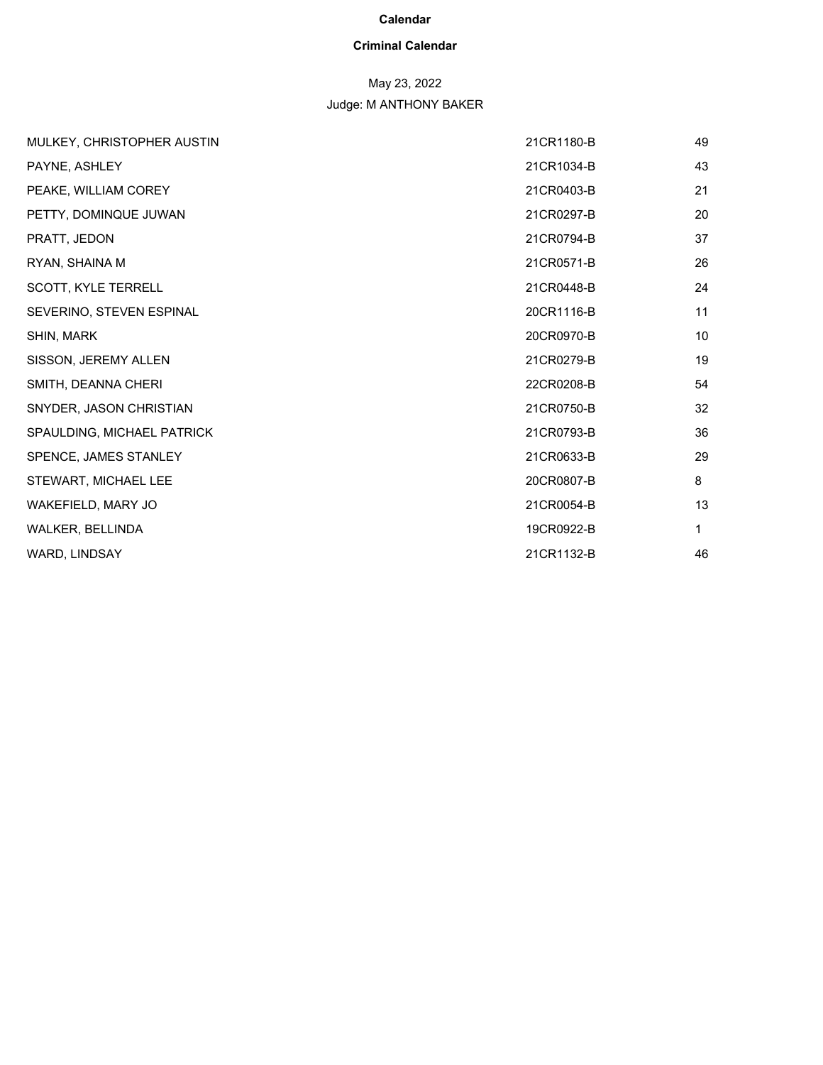**Calendar**

**Criminal Calendar**

May 23, 2022

Judge: M ANTHONY BAKER

| | | |
|---|---|---|
| MULKEY, CHRISTOPHER AUSTIN | 21CR1180-B | 49 |
| PAYNE, ASHLEY | 21CR1034-B | 43 |
| PEAKE, WILLIAM COREY | 21CR0403-B | 21 |
| PETTY, DOMINQUE JUWAN | 21CR0297-B | 20 |
| PRATT, JEDON | 21CR0794-B | 37 |
| RYAN, SHAINA M | 21CR0571-B | 26 |
| SCOTT, KYLE TERRELL | 21CR0448-B | 24 |
| SEVERINO, STEVEN ESPINAL | 20CR1116-B | 11 |
| SHIN, MARK | 20CR0970-B | 10 |
| SISSON, JEREMY ALLEN | 21CR0279-B | 19 |
| SMITH, DEANNA CHERI | 22CR0208-B | 54 |
| SNYDER, JASON CHRISTIAN | 21CR0750-B | 32 |
| SPAULDING, MICHAEL PATRICK | 21CR0793-B | 36 |
| SPENCE, JAMES STANLEY | 21CR0633-B | 29 |
| STEWART, MICHAEL LEE | 20CR0807-B | 8 |
| WAKEFIELD, MARY JO | 21CR0054-B | 13 |
| WALKER, BELLINDA | 19CR0922-B | 1 |
| WARD, LINDSAY | 21CR1132-B | 46 |